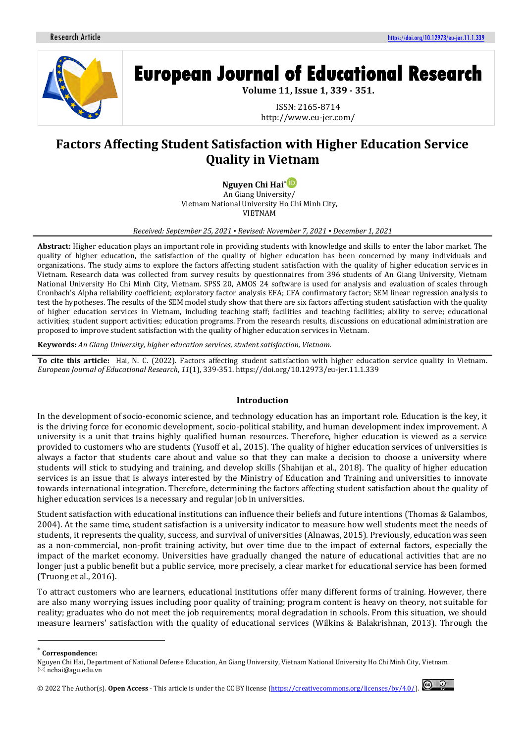Research Article https://doi.org/10.12973/eu-jer.11.1.339

# European Journal of Educational Research

**Volume 11, Issue 1, 339 - 351.**

ISSN: 2165-8714
http://www.eu-jer.com/

# Factors Affecting Student Satisfaction with Higher Education Service Quality in Vietnam

**Nguyen Chi Hai***
An Giang University/
Vietnam National University Ho Chi Minh City,
VIETNAM

*Received: September 25, 2021 ▪ Revised: November 7, 2021 ▪ December 1, 2021*

**Abstract:** Higher education plays an important role in providing students with knowledge and skills to enter the labor market. The quality of higher education, the satisfaction of the quality of higher education has been concerned by many individuals and organizations. The study aims to explore the factors affecting student satisfaction with the quality of higher education services in Vietnam. Research data was collected from survey results by questionnaires from 396 students of An Giang University, Vietnam National University Ho Chi Minh City, Vietnam. SPSS 20, AMOS 24 software is used for analysis and evaluation of scales through Cronbach's Alpha reliability coefficient; exploratory factor analysis EFA; CFA confirmatory factor; SEM linear regression analysis to test the hypotheses. The results of the SEM model study show that there are six factors affecting student satisfaction with the quality of higher education services in Vietnam, including teaching staff; facilities and teaching facilities; ability to serve; educational activities; student support activities; education programs. From the research results, discussions on educational administration are proposed to improve student satisfaction with the quality of higher education services in Vietnam.

**Keywords:** *An Giang University, higher education services, student satisfaction, Vietnam.*

**To cite this article:** Hai, N. C. (2022). Factors affecting student satisfaction with higher education service quality in Vietnam. *European Journal of Educational Research*, *11*(1), 339-351. https://doi.org/10.12973/eu-jer.11.1.339

## Introduction

In the development of socio-economic science, and technology education has an important role. Education is the key, it is the driving force for economic development, socio-political stability, and human development index improvement. A university is a unit that trains highly qualified human resources. Therefore, higher education is viewed as a service provided to customers who are students (Yusoff et al., 2015). The quality of higher education services of universities is always a factor that students care about and value so that they can make a decision to choose a university where students will stick to studying and training, and develop skills (Shahijan et al., 2018). The quality of higher education services is an issue that is always interested by the Ministry of Education and Training and universities to innovate towards international integration. Therefore, determining the factors affecting student satisfaction about the quality of higher education services is a necessary and regular job in universities.

Student satisfaction with educational institutions can influence their beliefs and future intentions (Thomas & Galambos, 2004). At the same time, student satisfaction is a university indicator to measure how well students meet the needs of students, it represents the quality, success, and survival of universities (Alnawas, 2015). Previously, education was seen as a non-commercial, non-profit training activity, but over time due to the impact of external factors, especially the impact of the market economy. Universities have gradually changed the nature of educational activities that are no longer just a public benefit but a public service, more precisely, a clear market for educational service has been formed (Truong et al., 2016).

To attract customers who are learners, educational institutions offer many different forms of training. However, there are also many worrying issues including poor quality of training; program content is heavy on theory, not suitable for reality; graduates who do not meet the job requirements; moral degradation in schools. From this situation, we should measure learners' satisfaction with the quality of educational services (Wilkins & Balakrishnan, 2013). Through the

---

\* **Correspondence:**
Nguyen Chi Hai, Department of National Defense Education, An Giang University, Vietnam National University Ho Chi Minh City, Vietnam.
✉ nchai@agu.edu.vn

© 2022 The Author(s). **Open Access** - This article is under the CC BY license (https://creativecommons.org/licenses/by/4.0/).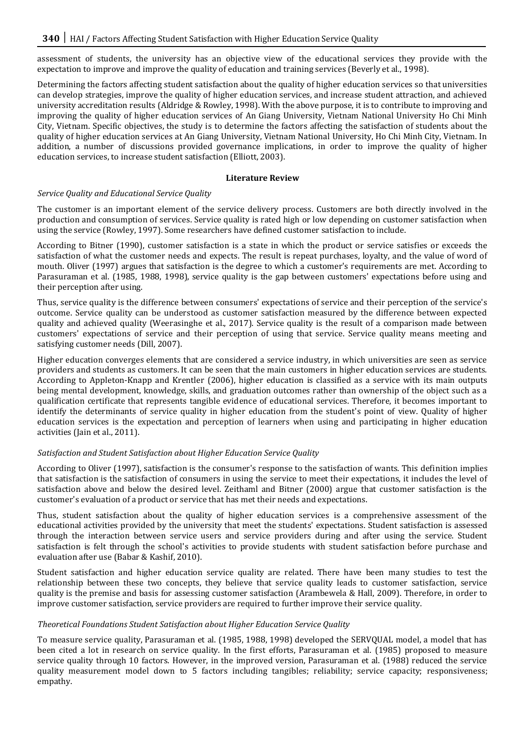assessment of students, the university has an objective view of the educational services they provide with the expectation to improve and improve the quality of education and training services (Beverly et al., 1998).

Determining the factors affecting student satisfaction about the quality of higher education services so that universities can develop strategies, improve the quality of higher education services, and increase student attraction, and achieved university accreditation results (Aldridge & Rowley, 1998). With the above purpose, it is to contribute to improving and improving the quality of higher education services of An Giang University, Vietnam National University Ho Chi Minh City, Vietnam. Specific objectives, the study is to determine the factors affecting the satisfaction of students about the quality of higher education services at An Giang University, Vietnam National University, Ho Chi Minh City, Vietnam. In addition, a number of discussions provided governance implications, in order to improve the quality of higher education services, to increase student satisfaction (Elliott, 2003).

## Literature Review

### *Service Quality and Educational Service Quality*

The customer is an important element of the service delivery process. Customers are both directly involved in the production and consumption of services. Service quality is rated high or low depending on customer satisfaction when using the service (Rowley, 1997). Some researchers have defined customer satisfaction to include.

According to Bitner (1990), customer satisfaction is a state in which the product or service satisfies or exceeds the satisfaction of what the customer needs and expects. The result is repeat purchases, loyalty, and the value of word of mouth. Oliver (1997) argues that satisfaction is the degree to which a customer's requirements are met. According to Parasuraman et al. (1985, 1988, 1998), service quality is the gap between customers' expectations before using and their perception after using.

Thus, service quality is the difference between consumers' expectations of service and their perception of the service's outcome. Service quality can be understood as customer satisfaction measured by the difference between expected quality and achieved quality (Weerasinghe et al., 2017). Service quality is the result of a comparison made between customers' expectations of service and their perception of using that service. Service quality means meeting and satisfying customer needs (Dill, 2007).

Higher education converges elements that are considered a service industry, in which universities are seen as service providers and students as customers. It can be seen that the main customers in higher education services are students. According to Appleton-Knapp and Krentler (2006), higher education is classified as a service with its main outputs being mental development, knowledge, skills, and graduation outcomes rather than ownership of the object such as a qualification certificate that represents tangible evidence of educational services. Therefore, it becomes important to identify the determinants of service quality in higher education from the student's point of view. Quality of higher education services is the expectation and perception of learners when using and participating in higher education activities (Jain et al., 2011).

### *Satisfaction and Student Satisfaction about Higher Education Service Quality*

According to Oliver (1997), satisfaction is the consumer's response to the satisfaction of wants. This definition implies that satisfaction is the satisfaction of consumers in using the service to meet their expectations, it includes the level of satisfaction above and below the desired level. Zeithaml and Bitner (2000) argue that customer satisfaction is the customer's evaluation of a product or service that has met their needs and expectations.

Thus, student satisfaction about the quality of higher education services is a comprehensive assessment of the educational activities provided by the university that meet the students' expectations. Student satisfaction is assessed through the interaction between service users and service providers during and after using the service. Student satisfaction is felt through the school's activities to provide students with student satisfaction before purchase and evaluation after use (Babar & Kashif, 2010).

Student satisfaction and higher education service quality are related. There have been many studies to test the relationship between these two concepts, they believe that service quality leads to customer satisfaction, service quality is the premise and basis for assessing customer satisfaction (Arambewela & Hall, 2009). Therefore, in order to improve customer satisfaction, service providers are required to further improve their service quality.

### *Theoretical Foundations Student Satisfaction about Higher Education Service Quality*

To measure service quality, Parasuraman et al. (1985, 1988, 1998) developed the SERVQUAL model, a model that has been cited a lot in research on service quality. In the first efforts, Parasuraman et al. (1985) proposed to measure service quality through 10 factors. However, in the improved version, Parasuraman et al. (1988) reduced the service quality measurement model down to 5 factors including tangibles; reliability; service capacity; responsiveness; empathy.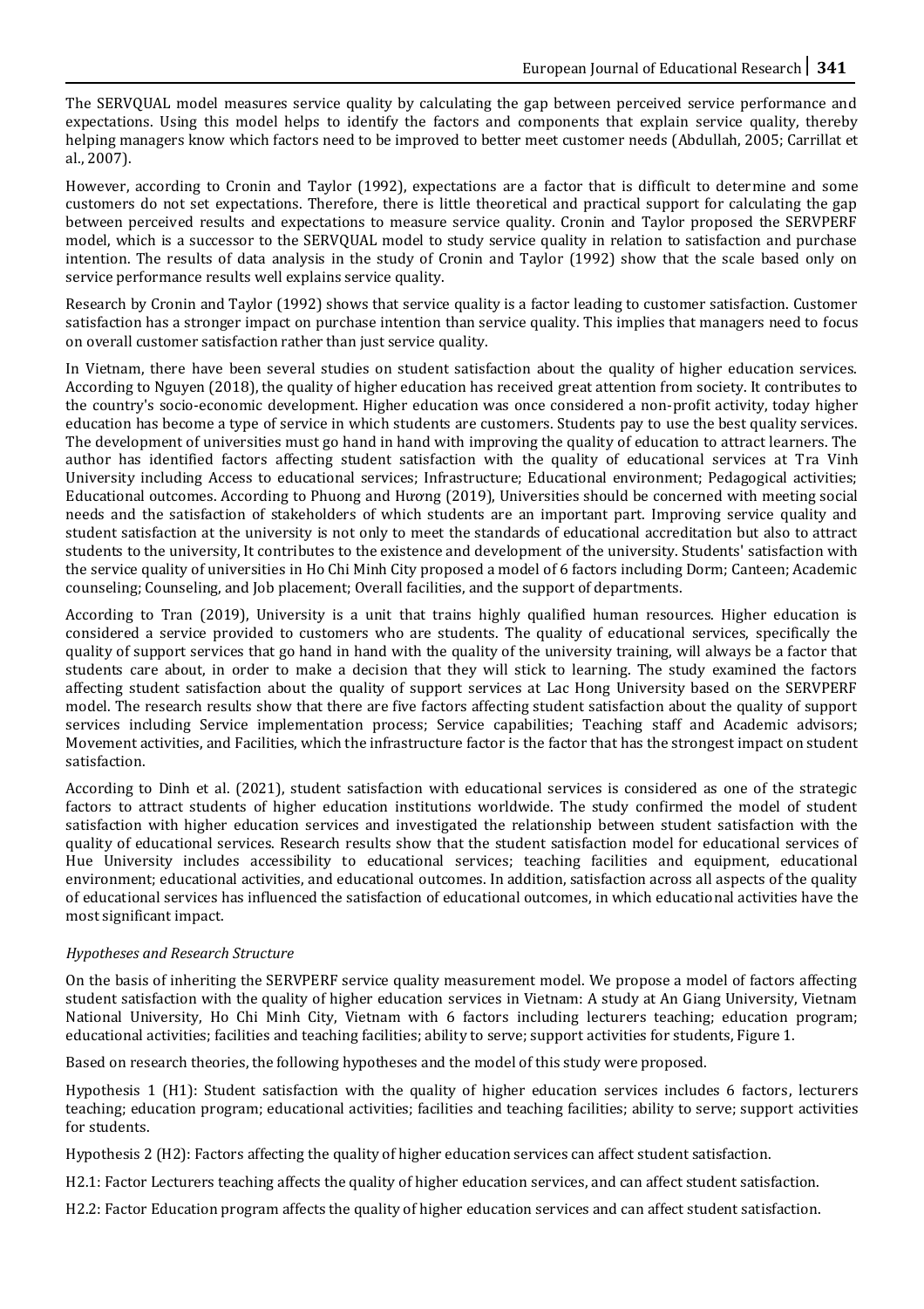The SERVQUAL model measures service quality by calculating the gap between perceived service performance and expectations. Using this model helps to identify the factors and components that explain service quality, thereby helping managers know which factors need to be improved to better meet customer needs (Abdullah, 2005; Carrillat et al., 2007).

However, according to Cronin and Taylor (1992), expectations are a factor that is difficult to determine and some customers do not set expectations. Therefore, there is little theoretical and practical support for calculating the gap between perceived results and expectations to measure service quality. Cronin and Taylor proposed the SERVPERF model, which is a successor to the SERVQUAL model to study service quality in relation to satisfaction and purchase intention. The results of data analysis in the study of Cronin and Taylor (1992) show that the scale based only on service performance results well explains service quality.

Research by Cronin and Taylor (1992) shows that service quality is a factor leading to customer satisfaction. Customer satisfaction has a stronger impact on purchase intention than service quality. This implies that managers need to focus on overall customer satisfaction rather than just service quality.

In Vietnam, there have been several studies on student satisfaction about the quality of higher education services. According to Nguyen (2018), the quality of higher education has received great attention from society. It contributes to the country's socio-economic development. Higher education was once considered a non-profit activity, today higher education has become a type of service in which students are customers. Students pay to use the best quality services. The development of universities must go hand in hand with improving the quality of education to attract learners. The author has identified factors affecting student satisfaction with the quality of educational services at Tra Vinh University including Access to educational services; Infrastructure; Educational environment; Pedagogical activities; Educational outcomes. According to Phuong and Hương (2019), Universities should be concerned with meeting social needs and the satisfaction of stakeholders of which students are an important part. Improving service quality and student satisfaction at the university is not only to meet the standards of educational accreditation but also to attract students to the university, It contributes to the existence and development of the university. Students' satisfaction with the service quality of universities in Ho Chi Minh City proposed a model of 6 factors including Dorm; Canteen; Academic counseling; Counseling, and Job placement; Overall facilities, and the support of departments.

According to Tran (2019), University is a unit that trains highly qualified human resources. Higher education is considered a service provided to customers who are students. The quality of educational services, specifically the quality of support services that go hand in hand with the quality of the university training, will always be a factor that students care about, in order to make a decision that they will stick to learning. The study examined the factors affecting student satisfaction about the quality of support services at Lac Hong University based on the SERVPERF model. The research results show that there are five factors affecting student satisfaction about the quality of support services including Service implementation process; Service capabilities; Teaching staff and Academic advisors; Movement activities, and Facilities, which the infrastructure factor is the factor that has the strongest impact on student satisfaction.

According to Dinh et al. (2021), student satisfaction with educational services is considered as one of the strategic factors to attract students of higher education institutions worldwide. The study confirmed the model of student satisfaction with higher education services and investigated the relationship between student satisfaction with the quality of educational services. Research results show that the student satisfaction model for educational services of Hue University includes accessibility to educational services; teaching facilities and equipment, educational environment; educational activities, and educational outcomes. In addition, satisfaction across all aspects of the quality of educational services has influenced the satisfaction of educational outcomes, in which educational activities have the most significant impact.

*Hypotheses and Research Structure*

On the basis of inheriting the SERVPERF service quality measurement model. We propose a model of factors affecting student satisfaction with the quality of higher education services in Vietnam: A study at An Giang University, Vietnam National University, Ho Chi Minh City, Vietnam with 6 factors including lecturers teaching; education program; educational activities; facilities and teaching facilities; ability to serve; support activities for students, Figure 1.

Based on research theories, the following hypotheses and the model of this study were proposed.

Hypothesis 1 (H1): Student satisfaction with the quality of higher education services includes 6 factors, lecturers teaching; education program; educational activities; facilities and teaching facilities; ability to serve; support activities for students.

Hypothesis 2 (H2): Factors affecting the quality of higher education services can affect student satisfaction.

H2.1: Factor Lecturers teaching affects the quality of higher education services, and can affect student satisfaction.

H2.2: Factor Education program affects the quality of higher education services and can affect student satisfaction.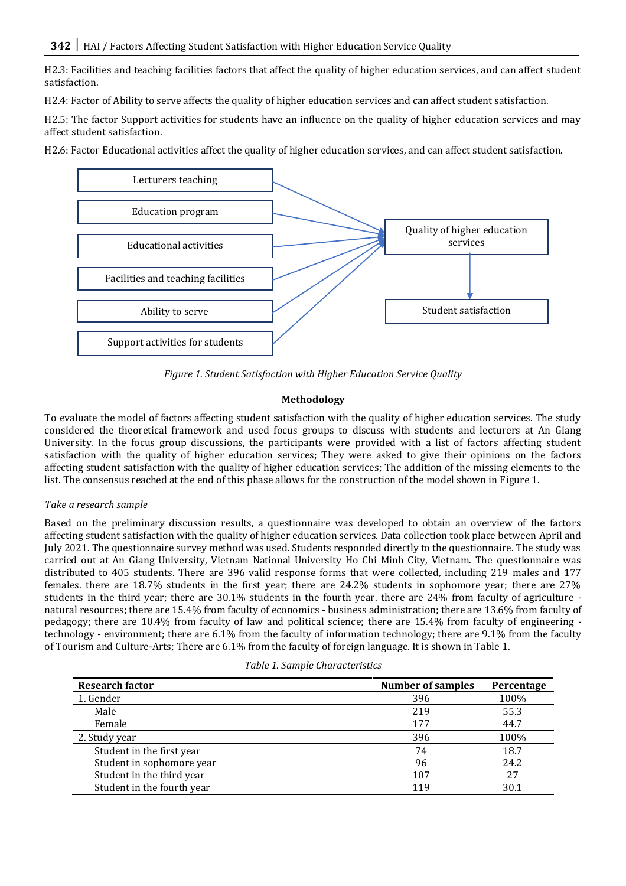H2.3: Facilities and teaching facilities factors that affect the quality of higher education services, and can affect student satisfaction.

H2.4: Factor of Ability to serve affects the quality of higher education services and can affect student satisfaction.

H2.5: The factor Support activities for students have an influence on the quality of higher education services and may affect student satisfaction.

H2.6: Factor Educational activities affect the quality of higher education services, and can affect student satisfaction.

*Figure 1. Student Satisfaction with Higher Education Service Quality*

## Methodology

To evaluate the model of factors affecting student satisfaction with the quality of higher education services. The study considered the theoretical framework and used focus groups to discuss with students and lecturers at An Giang University. In the focus group discussions, the participants were provided with a list of factors affecting student satisfaction with the quality of higher education services; They were asked to give their opinions on the factors affecting student satisfaction with the quality of higher education services; The addition of the missing elements to the list. The consensus reached at the end of this phase allows for the construction of the model shown in Figure 1.

*Take a research sample*

Based on the preliminary discussion results, a questionnaire was developed to obtain an overview of the factors affecting student satisfaction with the quality of higher education services. Data collection took place between April and July 2021. The questionnaire survey method was used. Students responded directly to the questionnaire. The study was carried out at An Giang University, Vietnam National University Ho Chi Minh City, Vietnam. The questionnaire was distributed to 405 students. There are 396 valid response forms that were collected, including 219 males and 177 females. there are 18.7% students in the first year; there are 24.2% students in sophomore year; there are 27% students in the third year; there are 30.1% students in the fourth year. there are 24% from faculty of agriculture - natural resources; there are 15.4% from faculty of economics - business administration; there are 13.6% from faculty of pedagogy; there are 10.4% from faculty of law and political science; there are 15.4% from faculty of engineering - technology - environment; there are 6.1% from the faculty of information technology; there are 9.1% from the faculty of Tourism and Culture-Arts; There are 6.1% from the faculty of foreign language. It is shown in Table 1.

*Table 1. Sample Characteristics*

| Research factor | Number of samples | Percentage |
|---|---|---|
| 1. Gender | 396 | 100% |
| Male | 219 | 55.3 |
| Female | 177 | 44.7 |
| 2. Study year | 396 | 100% |
| Student in the first year | 74 | 18.7 |
| Student in sophomore year | 96 | 24.2 |
| Student in the third year | 107 | 27 |
| Student in the fourth year | 119 | 30.1 |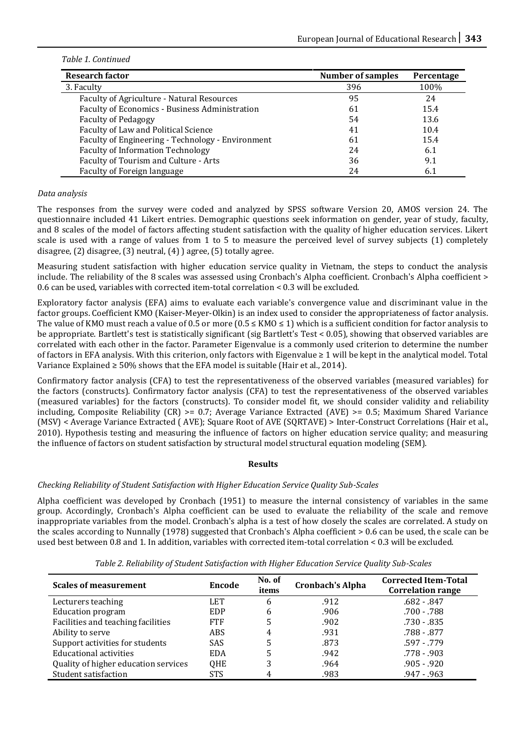*Table 1. Continued*

| Research factor | Number of samples | Percentage |
|---|---|---|
| 3. Faculty | 396 | 100% |
| Faculty of Agriculture - Natural Resources | 95 | 24 |
| Faculty of Economics - Business Administration | 61 | 15.4 |
| Faculty of Pedagogy | 54 | 13.6 |
| Faculty of Law and Political Science | 41 | 10.4 |
| Faculty of Engineering - Technology - Environment | 61 | 15.4 |
| Faculty of Information Technology | 24 | 6.1 |
| Faculty of Tourism and Culture - Arts | 36 | 9.1 |
| Faculty of Foreign language | 24 | 6.1 |

*Data analysis*

The responses from the survey were coded and analyzed by SPSS software Version 20, AMOS version 24. The questionnaire included 41 Likert entries. Demographic questions seek information on gender, year of study, faculty, and 8 scales of the model of factors affecting student satisfaction with the quality of higher education services. Likert scale is used with a range of values from 1 to 5 to measure the perceived level of survey subjects (1) completely disagree, (2) disagree, (3) neutral, (4) ) agree, (5) totally agree.

Measuring student satisfaction with higher education service quality in Vietnam, the steps to conduct the analysis include. The reliability of the 8 scales was assessed using Cronbach's Alpha coefficient. Cronbach's Alpha coefficient > 0.6 can be used, variables with corrected item-total correlation < 0.3 will be excluded.

Exploratory factor analysis (EFA) aims to evaluate each variable's convergence value and discriminant value in the factor groups. Coefficient KMO (Kaiser-Meyer-Olkin) is an index used to consider the appropriateness of factor analysis. The value of KMO must reach a value of 0.5 or more ($0.5 \leq KMO \leq 1$) which is a sufficient condition for factor analysis to be appropriate. Bartlett's test is statistically significant (sig Bartlett's Test < 0.05), showing that observed variables are correlated with each other in the factor. Parameter Eigenvalue is a commonly used criterion to determine the number of factors in EFA analysis. With this criterion, only factors with Eigenvalue ≥ 1 will be kept in the analytical model. Total Variance Explained ≥ 50% shows that the EFA model is suitable (Hair et al., 2014).

Confirmatory factor analysis (CFA) to test the representativeness of the observed variables (measured variables) for the factors (constructs). Confirmatory factor analysis (CFA) to test the representativeness of the observed variables (measured variables) for the factors (constructs). To consider model fit, we should consider validity and reliability including, Composite Reliability (CR) >= 0.7; Average Variance Extracted (AVE) >= 0.5; Maximum Shared Variance (MSV) < Average Variance Extracted ( AVE); Square Root of AVE (SQRTAVE) > Inter-Construct Correlations (Hair et al., 2010). Hypothesis testing and measuring the influence of factors on higher education service quality; and measuring the influence of factors on student satisfaction by structural model structural equation modeling (SEM).

## Results

*Checking Reliability of Student Satisfaction with Higher Education Service Quality Sub-Scales*

Alpha coefficient was developed by Cronbach (1951) to measure the internal consistency of variables in the same group. Accordingly, Cronbach's Alpha coefficient can be used to evaluate the reliability of the scale and remove inappropriate variables from the model. Cronbach's alpha is a test of how closely the scales are correlated. A study on the scales according to Nunnally (1978) suggested that Cronbach's Alpha coefficient > 0.6 can be used, the scale can be used best between 0.8 and 1. In addition, variables with corrected item-total correlation < 0.3 will be excluded.

*Table 2. Reliability of Student Satisfaction with Higher Education Service Quality Sub-Scales*

| Scales of measurement | Encode | No. of items | Cronbach's Alpha | Corrected Item-Total Correlation range |
|---|---|---|---|---|
| Lecturers teaching | LET | 6 | .912 | .682 - .847 |
| Education program | EDP | 6 | .906 | .700 - .788 |
| Facilities and teaching facilities | FTF | 5 | .902 | .730 - .835 |
| Ability to serve | ABS | 4 | .931 | .788 - .877 |
| Support activities for students | SAS | 5 | .873 | .597 - .779 |
| Educational activities | EDA | 5 | .942 | .778 - .903 |
| Quality of higher education services | QHE | 3 | .964 | .905 - .920 |
| Student satisfaction | STS | 4 | .983 | .947 - .963 |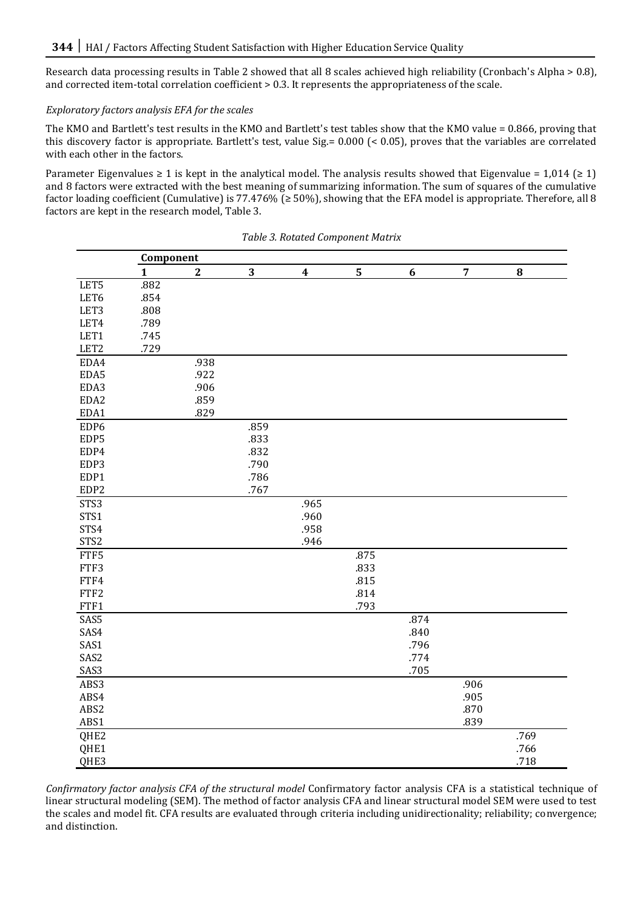Research data processing results in Table 2 showed that all 8 scales achieved high reliability (Cronbach's Alpha > 0.8), and corrected item-total correlation coefficient > 0.3. It represents the appropriateness of the scale.

*Exploratory factors analysis EFA for the scales*

The KMO and Bartlett's test results in the KMO and Bartlett's test tables show that the KMO value = 0.866, proving that this discovery factor is appropriate. Bartlett's test, value Sig.= 0.000 (< 0.05), proves that the variables are correlated with each other in the factors.

Parameter Eigenvalues ≥ 1 is kept in the analytical model. The analysis results showed that Eigenvalue = 1,014 (≥ 1) and 8 factors were extracted with the best meaning of summarizing information. The sum of squares of the cumulative factor loading coefficient (Cumulative) is 77.476% (≥ 50%), showing that the EFA model is appropriate. Therefore, all 8 factors are kept in the research model, Table 3.

*Table 3. Rotated Component Matrix*

| | Component | | | | | | | |
|---|---|---|---|---|---|---|---|---|
| | 1 | 2 | 3 | 4 | 5 | 6 | 7 | 8 |
| LET5 | .882 | | | | | | | |
| LET6 | .854 | | | | | | | |
| LET3 | .808 | | | | | | | |
| LET4 | .789 | | | | | | | |
| LET1 | .745 | | | | | | | |
| LET2 | .729 | | | | | | | |
| EDA4 | | .938 | | | | | | |
| EDA5 | | .922 | | | | | | |
| EDA3 | | .906 | | | | | | |
| EDA2 | | .859 | | | | | | |
| EDA1 | | .829 | | | | | | |
| EDP6 | | | .859 | | | | | |
| EDP5 | | | .833 | | | | | |
| EDP4 | | | .832 | | | | | |
| EDP3 | | | .790 | | | | | |
| EDP1 | | | .786 | | | | | |
| EDP2 | | | .767 | | | | | |
| STS3 | | | | .965 | | | | |
| STS1 | | | | .960 | | | | |
| STS4 | | | | .958 | | | | |
| STS2 | | | | .946 | | | | |
| FTF5 | | | | | .875 | | | |
| FTF3 | | | | | .833 | | | |
| FTF4 | | | | | .815 | | | |
| FTF2 | | | | | .814 | | | |
| FTF1 | | | | | .793 | | | |
| SAS5 | | | | | | .874 | | |
| SAS4 | | | | | | .840 | | |
| SAS1 | | | | | | .796 | | |
| SAS2 | | | | | | .774 | | |
| SAS3 | | | | | | .705 | | |
| ABS3 | | | | | | | .906 | |
| ABS4 | | | | | | | .905 | |
| ABS2 | | | | | | | .870 | |
| ABS1 | | | | | | | .839 | |
| QHE2 | | | | | | | | .769 |
| QHE1 | | | | | | | | .766 |
| QHE3 | | | | | | | | .718 |

*Confirmatory factor analysis CFA of the structural model* Confirmatory factor analysis CFA is a statistical technique of linear structural modeling (SEM). The method of factor analysis CFA and linear structural model SEM were used to test the scales and model fit. CFA results are evaluated through criteria including unidirectionality; reliability; convergence; and distinction.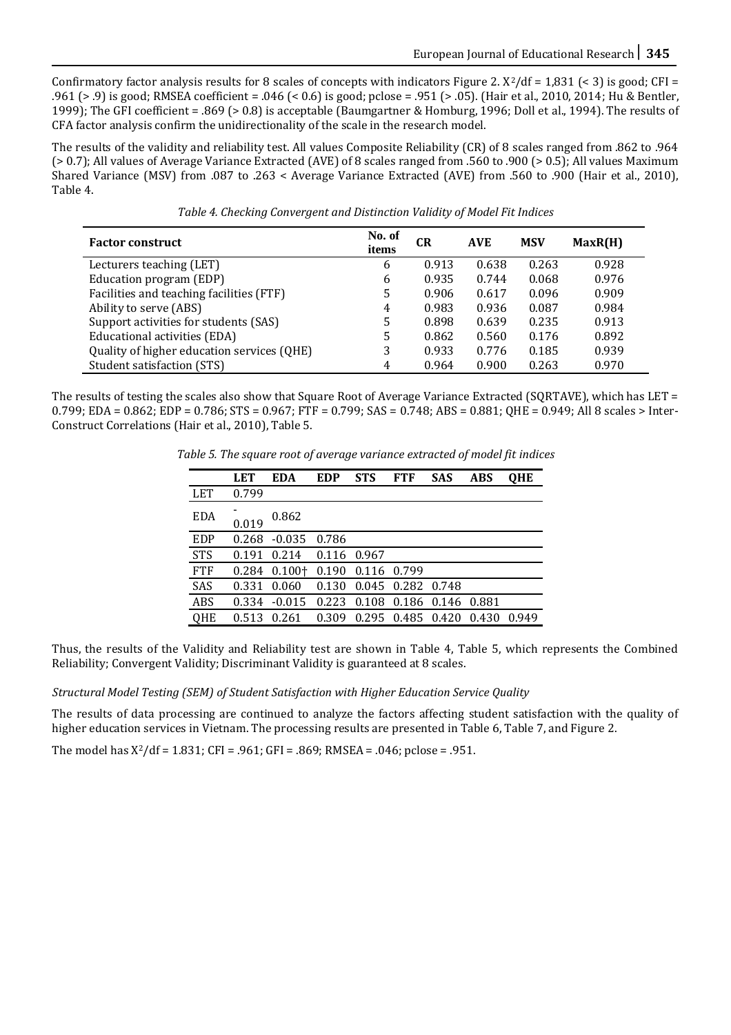Confirmatory factor analysis results for 8 scales of concepts with indicators Figure 2. $X^2/df$ = 1,831 (< 3) is good; CFI = .961 (> .9) is good; RMSEA coefficient = .046 (< 0.6) is good; pclose = .951 (> .05). (Hair et al., 2010, 2014; Hu & Bentler, 1999); The GFI coefficient = .869 (> 0.8) is acceptable (Baumgartner & Homburg, 1996; Doll et al., 1994). The results of CFA factor analysis confirm the unidirectionality of the scale in the research model.

The results of the validity and reliability test. All values Composite Reliability (CR) of 8 scales ranged from .862 to .964 (> 0.7); All values of Average Variance Extracted (AVE) of 8 scales ranged from .560 to .900 (> 0.5); All values Maximum Shared Variance (MSV) from .087 to .263 < Average Variance Extracted (AVE) from .560 to .900 (Hair et al., 2010), Table 4.

*Table 4. Checking Convergent and Distinction Validity of Model Fit Indices*

| Factor construct | No. of items | CR | AVE | MSV | MaxR(H) |
|---|---|---|---|---|---|
| Lecturers teaching (LET) | 6 | 0.913 | 0.638 | 0.263 | 0.928 |
| Education program (EDP) | 6 | 0.935 | 0.744 | 0.068 | 0.976 |
| Facilities and teaching facilities (FTF) | 5 | 0.906 | 0.617 | 0.096 | 0.909 |
| Ability to serve (ABS) | 4 | 0.983 | 0.936 | 0.087 | 0.984 |
| Support activities for students (SAS) | 5 | 0.898 | 0.639 | 0.235 | 0.913 |
| Educational activities (EDA) | 5 | 0.862 | 0.560 | 0.176 | 0.892 |
| Quality of higher education services (QHE) | 3 | 0.933 | 0.776 | 0.185 | 0.939 |
| Student satisfaction (STS) | 4 | 0.964 | 0.900 | 0.263 | 0.970 |

The results of testing the scales also show that Square Root of Average Variance Extracted (SQRTAVE), which has LET = 0.799; EDA = 0.862; EDP = 0.786; STS = 0.967; FTF = 0.799; SAS = 0.748; ABS = 0.881; QHE = 0.949; All 8 scales > Inter-Construct Correlations (Hair et al., 2010), Table 5.

*Table 5. The square root of average variance extracted of model fit indices*

| | LET | EDA | EDP | STS | FTF | SAS | ABS | QHE |
|---|---|---|---|---|---|---|---|---|
| LET | 0.799 | | | | | | | |
| EDA | -0.019 | 0.862 | | | | | | |
| EDP | 0.268 | -0.035 | 0.786 | | | | | |
| STS | 0.191 | 0.214 | 0.116 | 0.967 | | | | |
| FTF | 0.284 | 0.100† | 0.190 | 0.116 | 0.799 | | | |
| SAS | 0.331 | 0.060 | 0.130 | 0.045 | 0.282 | 0.748 | | |
| ABS | 0.334 | -0.015 | 0.223 | 0.108 | 0.186 | 0.146 | 0.881 | |
| QHE | 0.513 | 0.261 | 0.309 | 0.295 | 0.485 | 0.420 | 0.430 | 0.949 |

Thus, the results of the Validity and Reliability test are shown in Table 4, Table 5, which represents the Combined Reliability; Convergent Validity; Discriminant Validity is guaranteed at 8 scales.

*Structural Model Testing (SEM) of Student Satisfaction with Higher Education Service Quality*

The results of data processing are continued to analyze the factors affecting student satisfaction with the quality of higher education services in Vietnam. The processing results are presented in Table 6, Table 7, and Figure 2.

The model has $X^2/df$ = 1.831; CFI = .961; GFI = .869; RMSEA = .046; pclose = .951.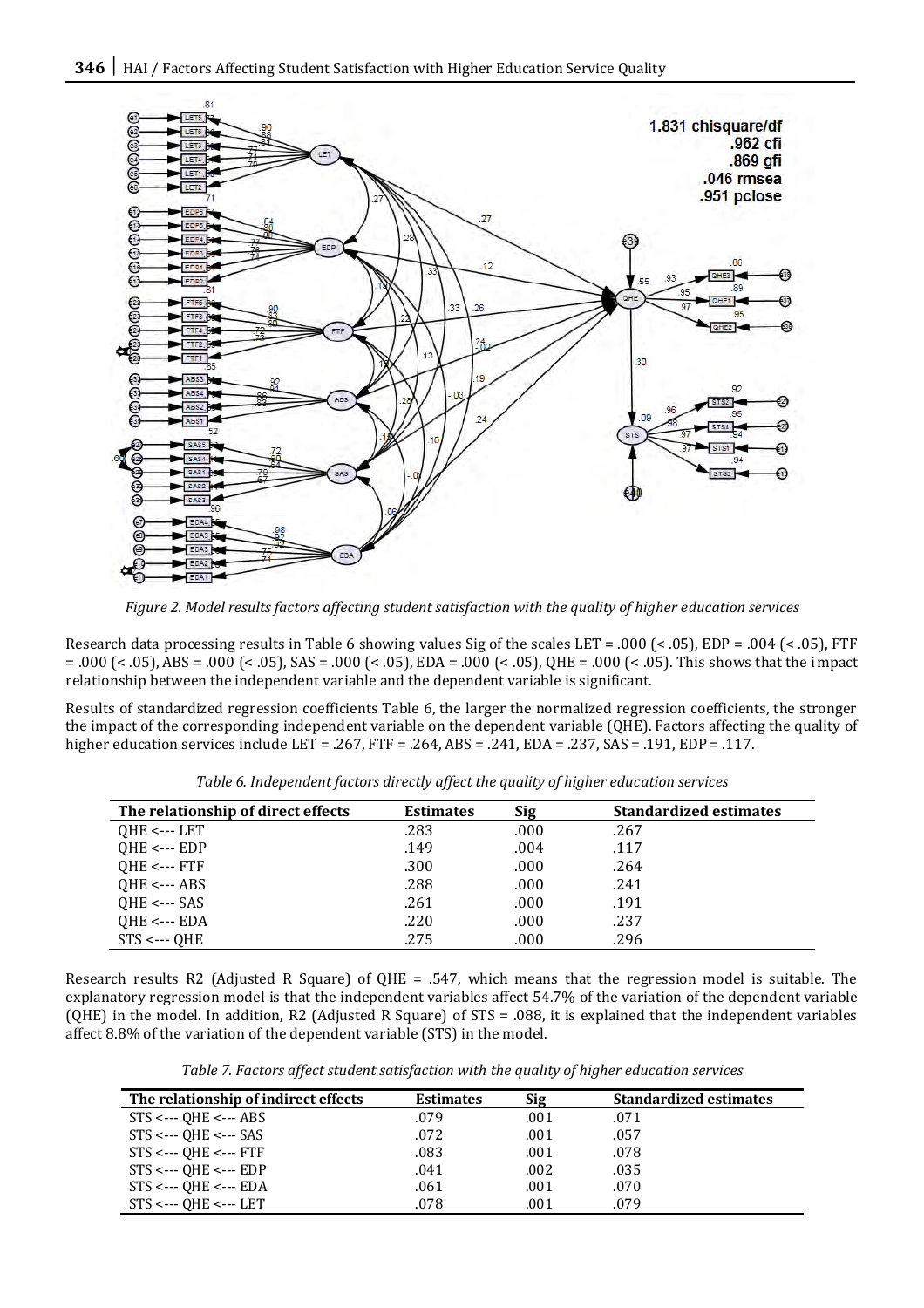*Figure 2. Model results factors affecting student satisfaction with the quality of higher education services*

Research data processing results in Table 6 showing values Sig of the scales LET = .000 (< .05), EDP = .004 (< .05), FTF = .000 (< .05), ABS = .000 (< .05), SAS = .000 (< .05), EDA = .000 (< .05), QHE = .000 (< .05). This shows that the impact relationship between the independent variable and the dependent variable is significant.

Results of standardized regression coefficients Table 6, the larger the normalized regression coefficients, the stronger the impact of the corresponding independent variable on the dependent variable (QHE). Factors affecting the quality of higher education services include LET = .267, FTF = .264, ABS = .241, EDA = .237, SAS = .191, EDP = .117.

*Table 6. Independent factors directly affect the quality of higher education services*

| The relationship of direct effects | Estimates | Sig | Standardized estimates |
|---|---|---|---|
| QHE <--- LET | .283 | .000 | .267 |
| QHE <--- EDP | .149 | .004 | .117 |
| QHE <--- FTF | .300 | .000 | .264 |
| QHE <--- ABS | .288 | .000 | .241 |
| QHE <--- SAS | .261 | .000 | .191 |
| QHE <--- EDA | .220 | .000 | .237 |
| STS <--- QHE | .275 | .000 | .296 |

Research results R2 (Adjusted R Square) of QHE = .547, which means that the regression model is suitable. The explanatory regression model is that the independent variables affect 54.7% of the variation of the dependent variable (QHE) in the model. In addition, R2 (Adjusted R Square) of STS = .088, it is explained that the independent variables affect 8.8% of the variation of the dependent variable (STS) in the model.

*Table 7. Factors affect student satisfaction with the quality of higher education services*

| The relationship of indirect effects | Estimates | Sig | Standardized estimates |
|---|---|---|---|
| STS <--- QHE <--- ABS | .079 | .001 | .071 |
| STS <--- QHE <--- SAS | .072 | .001 | .057 |
| STS <--- QHE <--- FTF | .083 | .001 | .078 |
| STS <--- QHE <--- EDP | .041 | .002 | .035 |
| STS <--- QHE <--- EDA | .061 | .001 | .070 |
| STS <--- QHE <--- LET | .078 | .001 | .079 |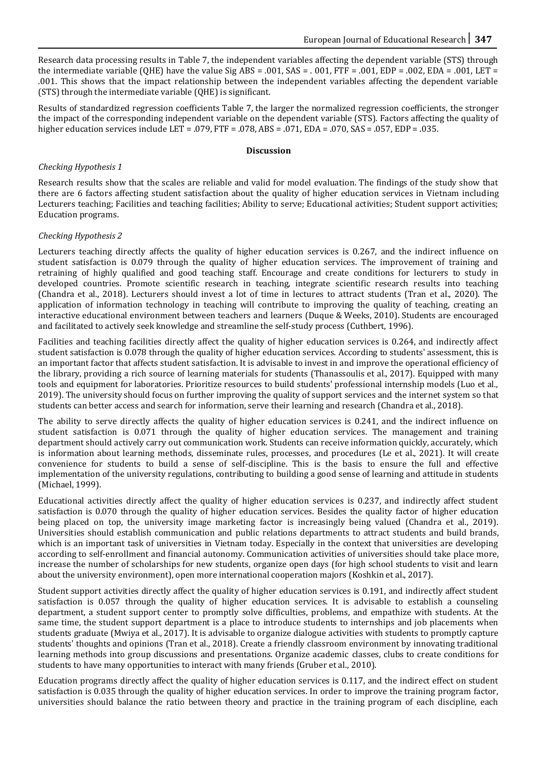Research data processing results in Table 7, the independent variables affecting the dependent variable (STS) through the intermediate variable (QHE) have the value Sig ABS = .001, SAS = . 001, FTF = .001, EDP = .002, EDA = .001, LET = .001. This shows that the impact relationship between the independent variables affecting the dependent variable (STS) through the intermediate variable (QHE) is significant.

Results of standardized regression coefficients Table 7, the larger the normalized regression coefficients, the stronger the impact of the corresponding independent variable on the dependent variable (STS). Factors affecting the quality of higher education services include LET = .079, FTF = .078, ABS = .071, EDA = .070, SAS = .057, EDP = .035.

## Discussion

*Checking Hypothesis 1*

Research results show that the scales are reliable and valid for model evaluation. The findings of the study show that there are 6 factors affecting student satisfaction about the quality of higher education services in Vietnam including Lecturers teaching; Facilities and teaching facilities; Ability to serve; Educational activities; Student support activities; Education programs.

*Checking Hypothesis 2*

Lecturers teaching directly affects the quality of higher education services is 0.267, and the indirect influence on student satisfaction is 0.079 through the quality of higher education services. The improvement of training and retraining of highly qualified and good teaching staff. Encourage and create conditions for lecturers to study in developed countries. Promote scientific research in teaching, integrate scientific research results into teaching (Chandra et al., 2018). Lecturers should invest a lot of time in lectures to attract students (Tran et al., 2020). The application of information technology in teaching will contribute to improving the quality of teaching, creating an interactive educational environment between teachers and learners (Duque & Weeks, 2010). Students are encouraged and facilitated to actively seek knowledge and streamline the self-study process (Cuthbert, 1996).

Facilities and teaching facilities directly affect the quality of higher education services is 0.264, and indirectly affect student satisfaction is 0.078 through the quality of higher education services. According to students' assessment, this is an important factor that affects student satisfaction. It is advisable to invest in and improve the operational efficiency of the library, providing a rich source of learning materials for students (Thanassoulis et al., 2017). Equipped with many tools and equipment for laboratories. Prioritize resources to build students' professional internship models (Luo et al., 2019). The university should focus on further improving the quality of support services and the internet system so that students can better access and search for information, serve their learning and research (Chandra et al., 2018).

The ability to serve directly affects the quality of higher education services is 0.241, and the indirect influence on student satisfaction is 0.071 through the quality of higher education services. The management and training department should actively carry out communication work. Students can receive information quickly, accurately, which is information about learning methods, disseminate rules, processes, and procedures (Le et al., 2021). It will create convenience for students to build a sense of self-discipline. This is the basis to ensure the full and effective implementation of the university regulations, contributing to building a good sense of learning and attitude in students (Michael, 1999).

Educational activities directly affect the quality of higher education services is 0.237, and indirectly affect student satisfaction is 0.070 through the quality of higher education services. Besides the quality factor of higher education being placed on top, the university image marketing factor is increasingly being valued (Chandra et al., 2019). Universities should establish communication and public relations departments to attract students and build brands, which is an important task of universities in Vietnam today. Especially in the context that universities are developing according to self-enrollment and financial autonomy. Communication activities of universities should take place more, increase the number of scholarships for new students, organize open days (for high school students to visit and learn about the university environment), open more international cooperation majors (Koshkin et al., 2017).

Student support activities directly affect the quality of higher education services is 0.191, and indirectly affect student satisfaction is 0.057 through the quality of higher education services. It is advisable to establish a counseling department, a student support center to promptly solve difficulties, problems, and empathize with students. At the same time, the student support department is a place to introduce students to internships and job placements when students graduate (Mwiya et al., 2017). It is advisable to organize dialogue activities with students to promptly capture students' thoughts and opinions (Tran et al., 2018). Create a friendly classroom environment by innovating traditional learning methods into group discussions and presentations. Organize academic classes, clubs to create conditions for students to have many opportunities to interact with many friends (Gruber et al., 2010).

Education programs directly affect the quality of higher education services is 0.117, and the indirect effect on student satisfaction is 0.035 through the quality of higher education services. In order to improve the training program factor, universities should balance the ratio between theory and practice in the training program of each discipline, each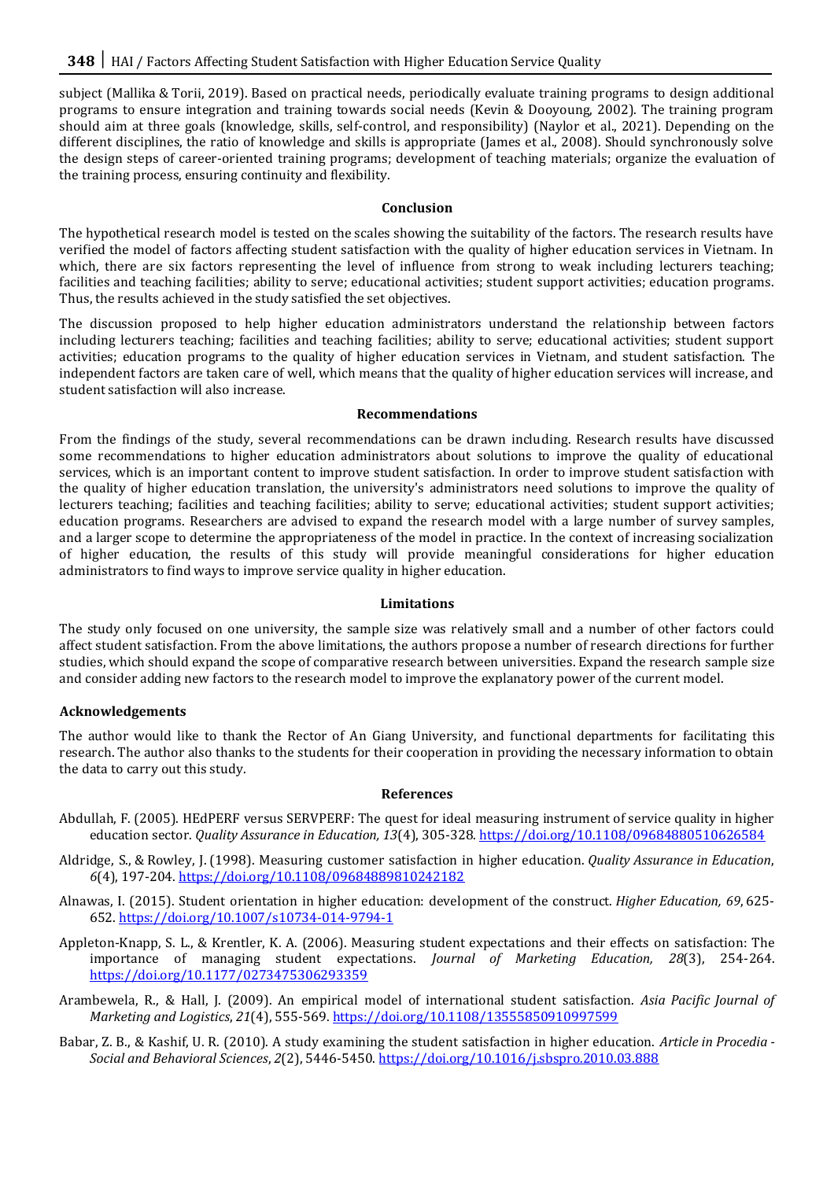subject (Mallika & Torii, 2019). Based on practical needs, periodically evaluate training programs to design additional programs to ensure integration and training towards social needs (Kevin & Dooyoung, 2002). The training program should aim at three goals (knowledge, skills, self-control, and responsibility) (Naylor et al., 2021). Depending on the different disciplines, the ratio of knowledge and skills is appropriate (James et al., 2008). Should synchronously solve the design steps of career-oriented training programs; development of teaching materials; organize the evaluation of the training process, ensuring continuity and flexibility.

## Conclusion

The hypothetical research model is tested on the scales showing the suitability of the factors. The research results have verified the model of factors affecting student satisfaction with the quality of higher education services in Vietnam. In which, there are six factors representing the level of influence from strong to weak including lecturers teaching; facilities and teaching facilities; ability to serve; educational activities; student support activities; education programs. Thus, the results achieved in the study satisfied the set objectives.

The discussion proposed to help higher education administrators understand the relationship between factors including lecturers teaching; facilities and teaching facilities; ability to serve; educational activities; student support activities; education programs to the quality of higher education services in Vietnam, and student satisfaction. The independent factors are taken care of well, which means that the quality of higher education services will increase, and student satisfaction will also increase.

## Recommendations

From the findings of the study, several recommendations can be drawn including. Research results have discussed some recommendations to higher education administrators about solutions to improve the quality of educational services, which is an important content to improve student satisfaction. In order to improve student satisfaction with the quality of higher education translation, the university's administrators need solutions to improve the quality of lecturers teaching; facilities and teaching facilities; ability to serve; educational activities; student support activities; education programs. Researchers are advised to expand the research model with a large number of survey samples, and a larger scope to determine the appropriateness of the model in practice. In the context of increasing socialization of higher education, the results of this study will provide meaningful considerations for higher education administrators to find ways to improve service quality in higher education.

## Limitations

The study only focused on one university, the sample size was relatively small and a number of other factors could affect student satisfaction. From the above limitations, the authors propose a number of research directions for further studies, which should expand the scope of comparative research between universities. Expand the research sample size and consider adding new factors to the research model to improve the explanatory power of the current model.

### Acknowledgements

The author would like to thank the Rector of An Giang University, and functional departments for facilitating this research. The author also thanks to the students for their cooperation in providing the necessary information to obtain the data to carry out this study.

## References

Abdullah, F. (2005). HEdPERF versus SERVPERF: The quest for ideal measuring instrument of service quality in higher education sector. *Quality Assurance in Education, 13*(4), 305-328. https://doi.org/10.1108/09684880510626584

Aldridge, S., & Rowley, J. (1998). Measuring customer satisfaction in higher education. *Quality Assurance in Education*, *6*(4), 197-204. https://doi.org/10.1108/09684889810242182

Alnawas, I. (2015). Student orientation in higher education: development of the construct. *Higher Education, 69*, 625-652. https://doi.org/10.1007/s10734-014-9794-1

Appleton-Knapp, S. L., & Krentler, K. A. (2006). Measuring student expectations and their effects on satisfaction: The importance of managing student expectations. *Journal of Marketing Education, 28*(3), 254-264. https://doi.org/10.1177/0273475306293359

Arambewela, R., & Hall, J. (2009). An empirical model of international student satisfaction. *Asia Pacific Journal of Marketing and Logistics*, *21*(4), 555-569. https://doi.org/10.1108/13555850910997599

Babar, Z. B., & Kashif, U. R. (2010). A study examining the student satisfaction in higher education. *Article in Procedia - Social and Behavioral Sciences*, *2*(2), 5446-5450. https://doi.org/10.1016/j.sbspro.2010.03.888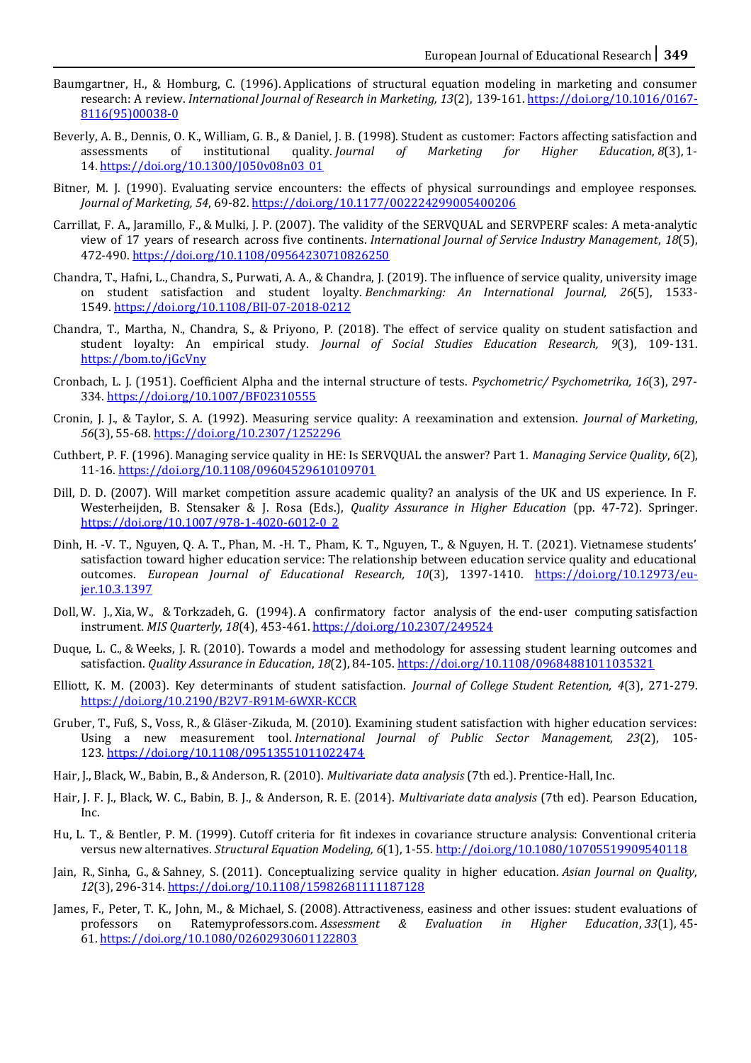Baumgartner, H., & Homburg, C. (1996). Applications of structural equation modeling in marketing and consumer research: A review. *International Journal of Research in Marketing, 13*(2), 139-161. https://doi.org/10.1016/0167-8116(95)00038-0

Beverly, A. B., Dennis, O. K., William, G. B., & Daniel, J. B. (1998). Student as customer: Factors affecting satisfaction and assessments of institutional quality. *Journal of Marketing for Higher Education*, *8*(3), 1-14. https://doi.org/10.1300/J050v08n03_01

Bitner, M. J. (1990). Evaluating service encounters: the effects of physical surroundings and employee responses. *Journal of Marketing, 54*, 69-82. https://doi.org/10.1177/002224299005400206

Carrillat, F. A., Jaramillo, F., & Mulki, J. P. (2007). The validity of the SERVQUAL and SERVPERF scales: A meta-analytic view of 17 years of research across five continents. *International Journal of Service Industry Management*, *18*(5), 472-490. https://doi.org/10.1108/09564230710826250

Chandra, T., Hafni, L., Chandra, S., Purwati, A. A., & Chandra, J. (2019). The influence of service quality, university image on student satisfaction and student loyalty. *Benchmarking: An International Journal, 26*(5), 1533-1549. https://doi.org/10.1108/BIJ-07-2018-0212

Chandra, T., Martha, N., Chandra, S., & Priyono, P. (2018). The effect of service quality on student satisfaction and student loyalty: An empirical study. *Journal of Social Studies Education Research, 9*(3), 109-131. https://bom.to/jGcVny

Cronbach, L. J. (1951). Coefficient Alpha and the internal structure of tests. *Psychometric/ Psychometrika, 16*(3), 297-334. https://doi.org/10.1007/BF02310555

Cronin, J. J., & Taylor, S. A. (1992). Measuring service quality: A reexamination and extension. *Journal of Marketing*, *56*(3), 55-68. https://doi.org/10.2307/1252296

Cuthbert, P. F. (1996). Managing service quality in HE: Is SERVQUAL the answer? Part 1. *Managing Service Quality*, *6*(2), 11-16. https://doi.org/10.1108/09604529610109701

Dill, D. D. (2007). Will market competition assure academic quality? an analysis of the UK and US experience. In F. Westerheijden, B. Stensaker & J. Rosa (Eds.), *Quality Assurance in Higher Education* (pp. 47-72). Springer. https://doi.org/10.1007/978-1-4020-6012-0_2

Dinh, H. -V. T., Nguyen, Q. A. T., Phan, M. -H. T., Pham, K. T., Nguyen, T., & Nguyen, H. T. (2021). Vietnamese students' satisfaction toward higher education service: The relationship between education service quality and educational outcomes. *European Journal of Educational Research, 10*(3), 1397-1410. https://doi.org/10.12973/eu-jer.10.3.1397

Doll, W. J., Xia, W., & Torkzadeh, G. (1994). A confirmatory factor analysis of the end-user computing satisfaction instrument. *MIS Quarterly*, *18*(4), 453-461. https://doi.org/10.2307/249524

Duque, L. C., & Weeks, J. R. (2010). Towards a model and methodology for assessing student learning outcomes and satisfaction. *Quality Assurance in Education*, *18*(2), 84-105. https://doi.org/10.1108/09684881011035321

Elliott, K. M. (2003). Key determinants of student satisfaction. *Journal of College Student Retention, 4*(3), 271-279. https://doi.org/10.2190/B2V7-R91M-6WXR-KCCR

Gruber, T., Fuß, S., Voss, R., & Gläser-Zikuda, M. (2010). Examining student satisfaction with higher education services: Using a new measurement tool. *International Journal of Public Sector Management, 23*(2), 105-123. https://doi.org/10.1108/09513551011022474

Hair, J., Black, W., Babin, B., & Anderson, R. (2010). *Multivariate data analysis* (7th ed.). Prentice-Hall, Inc.

Hair, J. F. J., Black, W. C., Babin, B. J., & Anderson, R. E. (2014). *Multivariate data analysis* (7th ed). Pearson Education, Inc.

Hu, L. T., & Bentler, P. M. (1999). Cutoff criteria for fit indexes in covariance structure analysis: Conventional criteria versus new alternatives. *Structural Equation Modeling, 6*(1), 1-55. http://doi.org/10.1080/10705519909540118

Jain, R., Sinha, G., & Sahney, S. (2011). Conceptualizing service quality in higher education. *Asian Journal on Quality*, *12*(3), 296-314. https://doi.org/10.1108/15982681111187128

James, F., Peter, T. K., John, M., & Michael, S. (2008). Attractiveness, easiness and other issues: student evaluations of professors on Ratemyprofessors.com. *Assessment & Evaluation in Higher Education*, *33*(1), 45-61. https://doi.org/10.1080/02602930601122803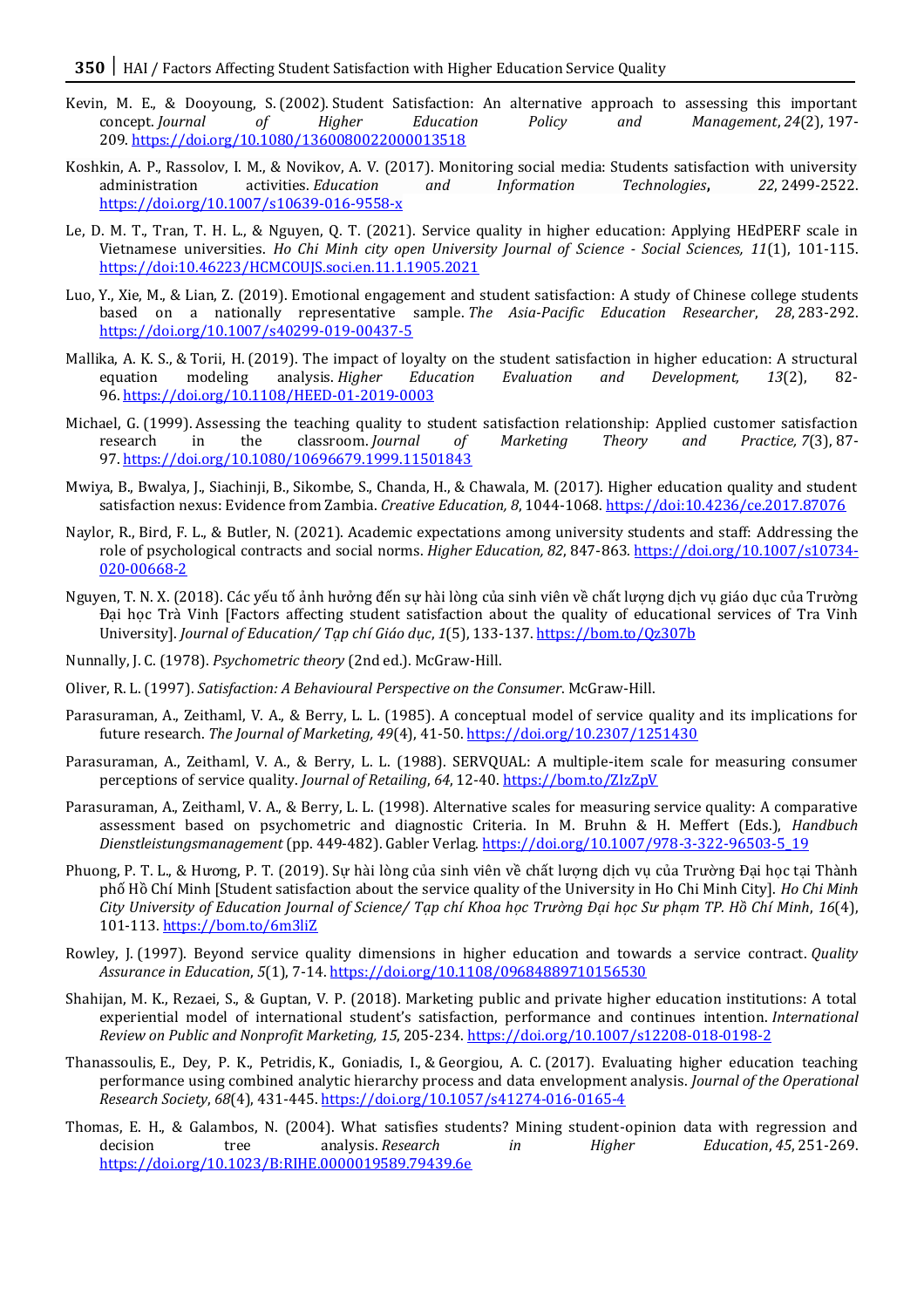Kevin, M. E., & Dooyoung, S. (2002). Student Satisfaction: An alternative approach to assessing this important concept. *Journal of Higher Education Policy and Management*, *24*(2), 197-209. https://doi.org/10.1080/1360080022000013518

Koshkin, A. P., Rassolov, I. M., & Novikov, A. V. (2017). Monitoring social media: Students satisfaction with university administration activities. *Education and Information Technologies*, *22*, 2499-2522. https://doi.org/10.1007/s10639-016-9558-x

Le, D. M. T., Tran, T. H. L., & Nguyen, Q. T. (2021). Service quality in higher education: Applying HEdPERF scale in Vietnamese universities. *Ho Chi Minh city open University Journal of Science - Social Sciences, 11*(1), 101-115. https://doi:10.46223/HCMCOUJS.soci.en.11.1.1905.2021

Luo, Y., Xie, M., & Lian, Z. (2019). Emotional engagement and student satisfaction: A study of Chinese college students based on a nationally representative sample. *The Asia-Pacific Education Researcher*, *28*, 283-292. https://doi.org/10.1007/s40299-019-00437-5

Mallika, A. K. S., & Torii, H. (2019). The impact of loyalty on the student satisfaction in higher education: A structural equation modeling analysis. *Higher Education Evaluation and Development, 13*(2), 82-96. https://doi.org/10.1108/HEED-01-2019-0003

Michael, G. (1999). Assessing the teaching quality to student satisfaction relationship: Applied customer satisfaction research in the classroom. *Journal of Marketing Theory and Practice, 7*(3), 87-97. https://doi.org/10.1080/10696679.1999.11501843

Mwiya, B., Bwalya, J., Siachinji, B., Sikombe, S., Chanda, H., & Chawala, M. (2017). Higher education quality and student satisfaction nexus: Evidence from Zambia. *Creative Education, 8*, 1044-1068. https://doi:10.4236/ce.2017.87076

Naylor, R., Bird, F. L., & Butler, N. (2021). Academic expectations among university students and staff: Addressing the role of psychological contracts and social norms. *Higher Education, 82*, 847-863. https://doi.org/10.1007/s10734-020-00668-2

Nguyen, T. N. X. (2018). Các yếu tố ảnh hưởng đến sự hài lòng của sinh viên về chất lượng dịch vụ giáo dục của Trường Đại học Trà Vinh [Factors affecting student satisfaction about the quality of educational services of Tra Vinh University]. *Journal of Education/ Tạp chí Giáo dục*, *1*(5), 133-137. https://bom.to/Qz307b

Nunnally, J. C. (1978). *Psychometric theory* (2nd ed.). McGraw-Hill.

Oliver, R. L. (1997). *Satisfaction: A Behavioural Perspective on the Consumer*. McGraw-Hill.

Parasuraman, A., Zeithaml, V. A., & Berry, L. L. (1985). A conceptual model of service quality and its implications for future research. *The Journal of Marketing, 49*(4), 41-50. https://doi.org/10.2307/1251430

Parasuraman, A., Zeithaml, V. A., & Berry, L. L. (1988). SERVQUAL: A multiple-item scale for measuring consumer perceptions of service quality. *Journal of Retailing*, *64*, 12-40. https://bom.to/ZIzZpV

Parasuraman, A., Zeithaml, V. A., & Berry, L. L. (1998). Alternative scales for measuring service quality: A comparative assessment based on psychometric and diagnostic Criteria. In M. Bruhn & H. Meffert (Eds.), *Handbuch Dienstleistungsmanagement* (pp. 449-482). Gabler Verlag. https://doi.org/10.1007/978-3-322-96503-5_19

Phuong, P. T. L., & Hương, P. T. (2019). Sự hài lòng của sinh viên về chất lượng dịch vụ của Trường Đại học tại Thành phố Hồ Chí Minh [Student satisfaction about the service quality of the University in Ho Chi Minh City]. *Ho Chi Minh City University of Education Journal of Science/ Tạp chí Khoa học Trường Đại học Sư phạm TP. Hồ Chí Minh*, *16*(4), 101-113. https://bom.to/6m3liZ

Rowley, J. (1997). Beyond service quality dimensions in higher education and towards a service contract. *Quality Assurance in Education*, *5*(1), 7-14. https://doi.org/10.1108/09684889710156530

Shahijan, M. K., Rezaei, S., & Guptan, V. P. (2018). Marketing public and private higher education institutions: A total experiential model of international student's satisfaction, performance and continues intention. *International Review on Public and Nonprofit Marketing, 15*, 205-234. https://doi.org/10.1007/s12208-018-0198-2

Thanassoulis, E., Dey, P. K., Petridis, K., Goniadis, I., & Georgiou, A. C. (2017). Evaluating higher education teaching performance using combined analytic hierarchy process and data envelopment analysis. *Journal of the Operational Research Society*, *68*(4), 431-445. https://doi.org/10.1057/s41274-016-0165-4

Thomas, E. H., & Galambos, N. (2004). What satisfies students? Mining student-opinion data with regression and decision tree analysis. *Research in Higher Education*, *45*, 251-269. https://doi.org/10.1023/B:RIHE.0000019589.79439.6e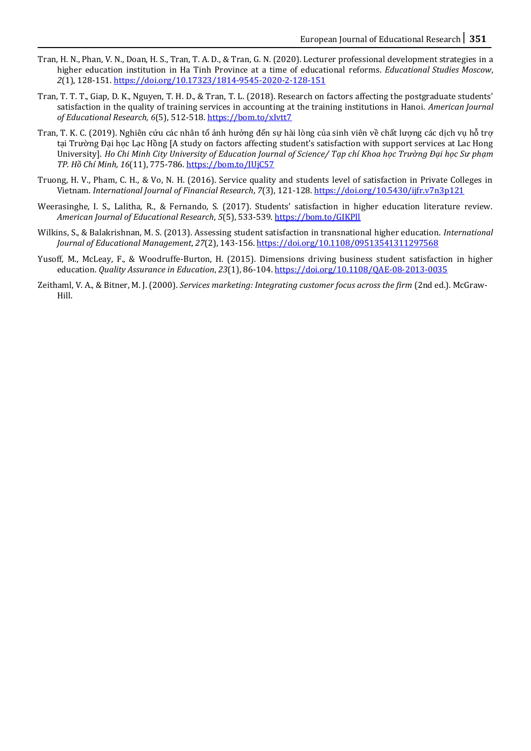Tran, H. N., Phan, V. N., Doan, H. S., Tran, T. A. D., & Tran, G. N. (2020). Lecturer professional development strategies in a higher education institution in Ha Tinh Province at a time of educational reforms. *Educational Studies Moscow*, *2*(1), 128-151. https://doi.org/10.17323/1814-9545-2020-2-128-151

Tran, T. T. T., Giap, D. K., Nguyen, T. H. D., & Tran, T. L. (2018). Research on factors affecting the postgraduate students' satisfaction in the quality of training services in accounting at the training institutions in Hanoi. *American Journal of Educational Research, 6*(5), 512-518. https://bom.to/xIvtt7

Tran, T. K. C. (2019). Nghiên cứu các nhân tố ảnh hưởng đến sự hài lòng của sinh viên về chất lượng các dịch vụ hỗ trợ tại Trường Đại học Lạc Hồng [A study on factors affecting student's satisfaction with support services at Lac Hong University]. *Ho Chi Minh City University of Education Journal of Science/ Tạp chí Khoa học Trường Đại học Sư phạm TP. Hồ Chí Minh, 16*(11), 775-786. https://bom.to/IUjC57

Truong, H. V., Pham, C. H., & Vo, N. H. (2016). Service quality and students level of satisfaction in Private Colleges in Vietnam. *International Journal of Financial Research*, *7*(3), 121-128. https://doi.org/10.5430/ijfr.v7n3p121

Weerasinghe, I. S., Lalitha, R., & Fernando, S. (2017). Students' satisfaction in higher education literature review. *American Journal of Educational Research*, *5*(5), 533-539. https://bom.to/GIKPll

Wilkins, S., & Balakrishnan, M. S. (2013). Assessing student satisfaction in transnational higher education. *International Journal of Educational Management*, *27*(2), 143-156. https://doi.org/10.1108/09513541311297568

Yusoff, M., McLeay, F., & Woodruffe-Burton, H. (2015). Dimensions driving business student satisfaction in higher education. *Quality Assurance in Education*, *23*(1), 86-104. https://doi.org/10.1108/QAE-08-2013-0035

Zeithaml, V. A., & Bitner, M. J. (2000). *Services marketing: Integrating customer focus across the firm* (2nd ed.). McGraw-Hill.